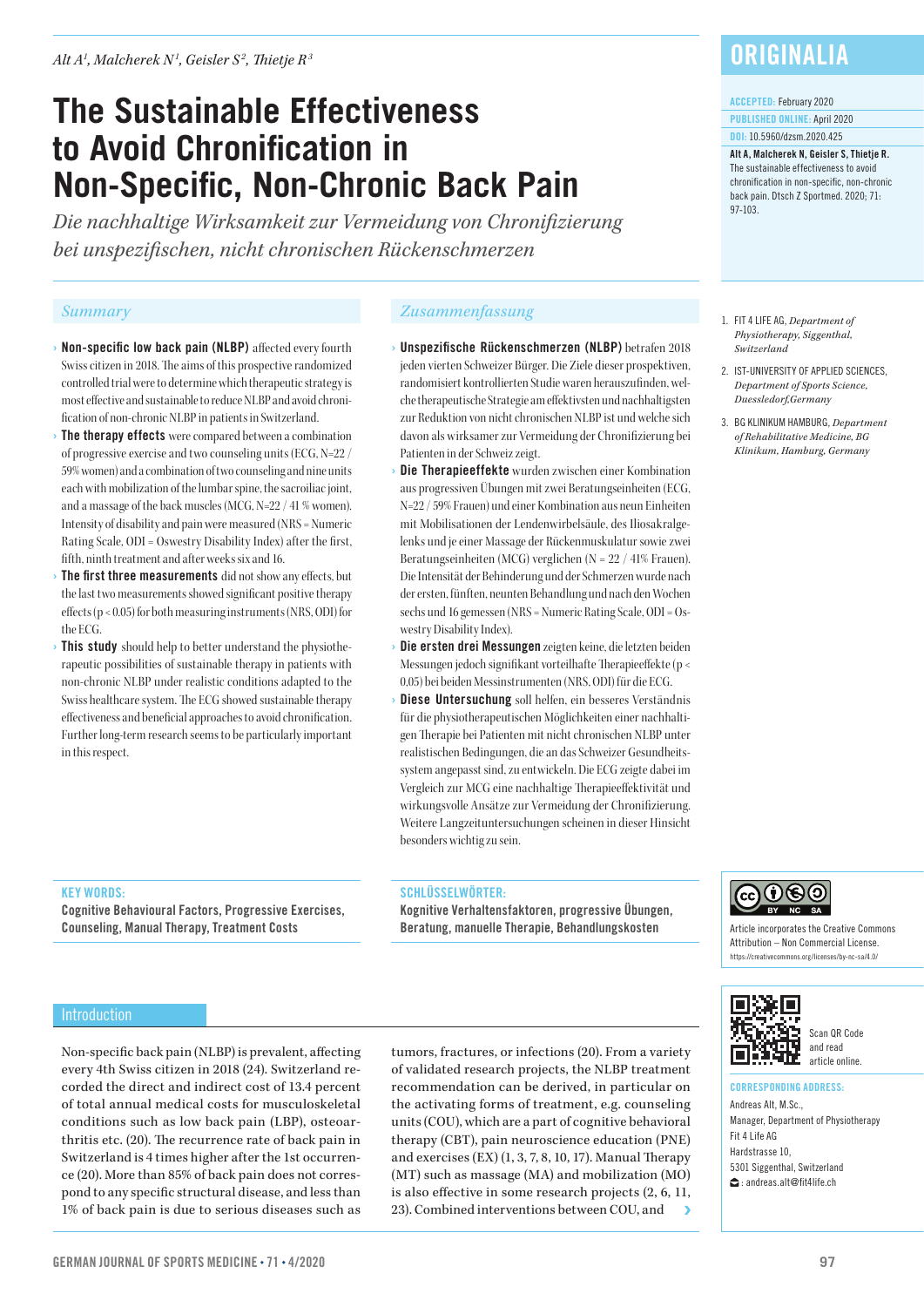Alt A[1], Malcherek N[1], Geisler S[2], Thietje R[3]

# The Sustainable Effectiveness to Avoid Chronification in Non-Specific, Non-Chronic Back Pain

*Die nachhaltige Wirksamkeit zur Vermeidung von Chronifizierung bei unspezifischen, nicht chronischen Rückenschmerzen*

ORIGINALIA

ACCEPTED: February 2020
PUBLISHED ONLINE: April 2020
DOI: 10.5960/dzsm.2020.425

**Alt A, Malcherek N, Geisler S, Thietje R.** The sustainable effectiveness to avoid chronification in non-specific, non-chronic back pain. Dtsch Z Sportmed. 2020; 71: 97-103.

1. FIT 4 LIFE AG, *Department of Physiotherapy, Siggenthal, Switzerland*
2. IST-UNIVERSITY OF APPLIED SCIENCES, *Department of Sports Science, Duessledorf,Germany*
3. BG KLINIKUM HAMBURG, *Department of Rehabilitative Medicine, BG Klinikum, Hamburg, Germany*

## Summary

- **Non-specific low back pain (NLBP)** affected every fourth Swiss citizen in 2018. The aims of this prospective randomized controlled trial were to determine which therapeutic strategy is most effective and sustainable to reduce NLBP and avoid chronification of non-chronic NLBP in patients in Switzerland.
- **The therapy effects** were compared between a combination of progressive exercise and two counseling units (ECG, N=22 / 59% women) and a combination of two counseling and nine units each with mobilization of the lumbar spine, the sacroiliac joint, and a massage of the back muscles (MCG, N=22 / 41 % women). Intensity of disability and pain were measured (NRS = Numeric Rating Scale, ODI = Oswestry Disability Index) after the first, fifth, ninth treatment and after weeks six and 16.
- **The first three measurements** did not show any effects, but the last two measurements showed significant positive therapy effects ($p < 0.05$) for both measuring instruments (NRS, ODI) for the ECG.
- **This study** should help to better understand the physiotherapeutic possibilities of sustainable therapy in patients with non-chronic NLBP under realistic conditions adapted to the Swiss healthcare system. The ECG showed sustainable therapy effectiveness and beneficial approaches to avoid chronification. Further long-term research seems to be particularly important in this respect.

## Zusammenfassung

- **Unspezifische Rückenschmerzen (NLBP)** betrafen 2018 jeden vierten Schweizer Bürger. Die Ziele dieser prospektiven, randomisiert kontrollierten Studie waren herauszufinden, welche therapeutische Strategie am effektivsten und nachhaltigsten zur Reduktion von nicht chronischen NLBP ist und welche sich davon als wirksamer zur Vermeidung der Chronifizierung bei Patienten in der Schweiz zeigt.
- **Die Therapieeffekte** wurden zwischen einer Kombination aus progressiven Übungen mit zwei Beratungseinheiten (ECG, N=22 / 59% Frauen) und einer Kombination aus neun Einheiten mit Mobilisationen der Lendenwirbelsäule, des Iliosakralgelenks und jeweils einer Massage der Rückenmuskulatur sowie zwei Beratungseinheiten (MCG) verglichen (N = 22 / 41% Frauen). Die Intensität der Behinderung und der Schmerzen wurde nach der ersten, fünften, neunten Behandlung und nach den Wochen sechs und 16 gemessen (NRS = Numeric Rating Scale, ODI = Oswestry Disability Index).
- **Die ersten drei Messungen** zeigten keine, die letzten beiden Messungen jedoch signifikant vorteilhafte Therapieeffekte ($p < 0.05$) bei beiden Messinstrumenten (NRS, ODI) für die ECG.
- **Diese Untersuchung** soll helfen, ein besseres Verständnis für die physiotherapeutischen Möglichkeiten einer nachhaltigen Therapie bei Patienten mit nicht chronischen NLBP unter realistischen Bedingungen, die an das Schweizer Gesundheitssystem angepasst sind, zu entwickeln. Die ECG zeigte dabei im Vergleich zur MCG eine nachhaltige Therapieeffektivität und wirkungsvolle Ansätze zur Vermeidung der Chronifizierung. Weitere Langzeituntersuchungen scheinen in dieser Hinsicht besonders wichtig zu sein.

**KEY WORDS:**
Cognitive Behavioural Factors, Progressive Exercises, Counseling, Manual Therapy, Treatment Costs

**SCHLÜSSELWÖRTER:**
Kognitive Verhaltensfaktoren, progressive Übungen, Beratung, manuelle Therapie, Behandlungskosten

Article incorporates the Creative Commons Attribution – Non Commercial License. https://creativecommons.org/licenses/by-nc-sa/4.0/

Scan QR Code and read article online.

**CORRESPONDING ADDRESS:**
Andreas Alt, M.Sc.,
Manager, Department of Physiotherapy
Fit 4 Life AG
Hardstrasse 10,
5301 Siggenthal, Switzerland
: andreas.alt@fit4life.ch

## Introduction

Non-specific back pain (NLBP) is prevalent, affecting every 4th Swiss citizen in 2018 (24). Switzerland recorded the direct and indirect cost of 13.4 percent of total annual medical costs for musculoskeletal conditions such as low back pain (LBP), osteoarthritis etc. (20). The recurrence rate of back pain in Switzerland is 4 times higher after the 1st occurrence (20). More than 85% of back pain does not correspond to any specific structural disease, and less than 1% of back pain is due to serious diseases such as tumors, fractures, or infections (20). From a variety of validated research projects, the NLBP treatment recommendation can be derived, in particular on the activating forms of treatment, e.g. counseling units (COU), which are a part of cognitive behavioral therapy (CBT), pain neuroscience education (PNE) and exercises (EX) (1, 3, 7, 8, 10, 17). Manual Therapy (MT) such as massage (MA) and mobilization (MO) is also effective in some research projects (2, 6, 11, 23). Combined interventions between COU, and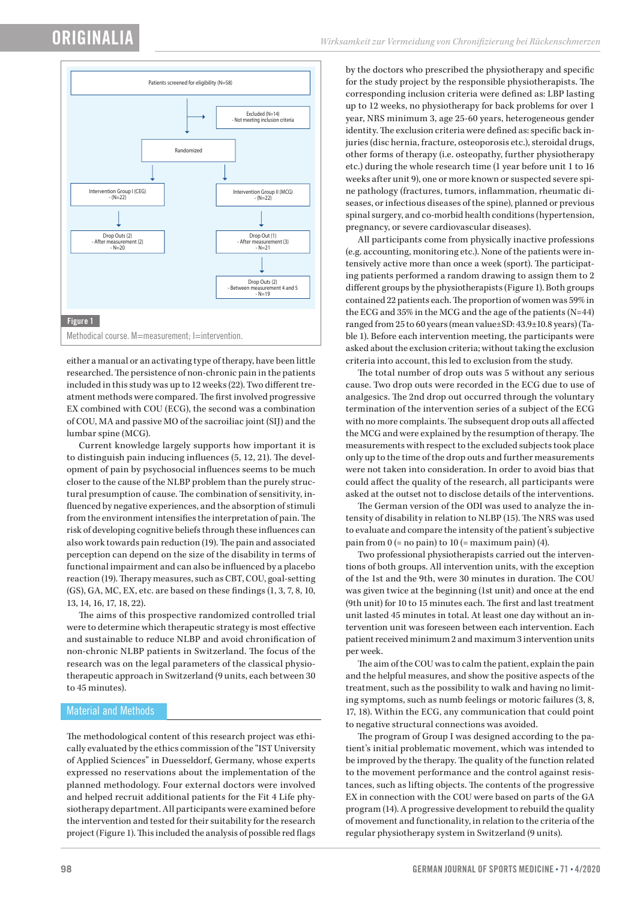Patients screened for eligibility (N=58)

Excluded (N=14)
- Not meeting inclusion criteria

Randomized

Intervention Group I (CEG)
- (N=22)

Intervention Group II (MCG)
- (N=22)

Drop Outs (2)
- After measurement (2)
- N=20

Drop Out (1)
- After measurement (3)
- N=21

Drop Outs (2)
- Between measurement 4 and 5
- N=19

**Figure 1**

Methodical course. M=measurement; I=intervention.

either a manual or an activating type of therapy, have been little researched. The persistence of non-chronic pain in the patients included in this study was up to 12 weeks (22). Two different treatment methods were compared. The first involved progressive EX combined with COU (ECG), the second was a combination of COU, MA and passive MO of the sacroiliac joint (SIJ) and the lumbar spine (MCG).

Current knowledge largely supports how important it is to distinguish pain inducing influences (5, 12, 21). The development of pain by psychosocial influences seems to be much closer to the cause of the NLBP problem than the purely structural presumption of cause. The combination of sensitivity, influenced by negative experiences, and the absorption of stimuli from the environment intensifies the interpretation of pain. The risk of developing cognitive beliefs through these influences can also work towards pain reduction (19). The pain and associated perception can depend on the size of the disability in terms of functional impairment and can also be influenced by a placebo reaction (19). Therapy measures, such as CBT, COU, goal-setting (GS), GA, MC, EX, etc. are based on these findings (1, 3, 7, 8, 10, 13, 14, 16, 17, 18, 22).

The aims of this prospective randomized controlled trial were to determine which therapeutic strategy is most effective and sustainable to reduce NLBP and avoid chronification of non-chronic NLBP patients in Switzerland. The focus of the research was on the legal parameters of the classical physiotherapeutic approach in Switzerland (9 units, each between 30 to 45 minutes).

## Material and Methods

The methodological content of this research project was ethically evaluated by the ethics commission of the "IST University of Applied Sciences" in Duesseldorf, Germany, whose experts expressed no reservations about the implementation of the planned methodology. Four external doctors were involved and helped recruit additional patients for the Fit 4 Life physiotherapy department. All participants were examined before the intervention and tested for their suitability for the research project (Figure 1). This included the analysis of possible red flags by the doctors who prescribed the physiotherapy and specific for the study project by the responsible physiotherapists. The corresponding inclusion criteria were defined as: LBP lasting up to 12 weeks, no physiotherapy for back problems for over 1 year, NRS minimum 3, age 25-60 years, heterogeneous gender identity. The exclusion criteria were defined as: specific back injuries (disc hernia, fracture, osteoporosis etc.), steroidal drugs, other forms of therapy (i.e. osteopathy, further physiotherapy etc.) during the whole research time (1 year before unit 1 to 16 weeks after unit 9), one or more known or suspected severe spine pathology (fractures, tumors, inflammation, rheumatic diseases, or infectious diseases of the spine), planned or previous spinal surgery, and co-morbid health conditions (hypertension, pregnancy, or severe cardiovascular diseases).

All participants come from physically inactive professions (e.g. accounting, monitoring etc.). None of the patients were intensively active more than once a week (sport). The participating patients performed a random drawing to assign them to 2 different groups by the physiotherapists (Figure 1). Both groups contained 22 patients each. The proportion of women was 59% in the ECG and 35% in the MCG and the age of the patients (N=44) ranged from 25 to 60 years (mean value±SD: 43.9±10.8 years) (Table 1). Before each intervention meeting, the participants were asked about the exclusion criteria; without taking the exclusion criteria into account, this led to exclusion from the study.

The total number of drop outs was 5 without any serious cause. Two drop outs were recorded in the ECG due to use of analgesics. The 2nd drop out occurred through the voluntary termination of the intervention series of a subject of the ECG with no more complaints. The subsequent drop outs all affected the MCG and were explained by the resumption of therapy. The measurements with respect to the excluded subjects took place only up to the time of the drop outs and further measurements were not taken into consideration. In order to avoid bias that could affect the quality of the research, all participants were asked at the outset not to disclose details of the interventions.

The German version of the ODI was used to analyze the intensity of disability in relation to NLBP (15). The NRS was used to evaluate and compare the intensity of the patient's subjective pain from 0 (= no pain) to 10 (= maximum pain) (4).

Two professional physiotherapists carried out the interventions of both groups. All intervention units, with the exception of the 1st and the 9th, were 30 minutes in duration. The COU was given twice at the beginning (1st unit) and once at the end (9th unit) for 10 to 15 minutes each. The first and last treatment unit lasted 45 minutes in total. At least one day without an intervention unit was foreseen between each intervention. Each patient received minimum 2 and maximum 3 intervention units per week.

The aim of the COU was to calm the patient, explain the pain and the helpful measures, and show the positive aspects of the treatment, such as the possibility to walk and having no limiting symptoms, such as numb feelings or motoric failures (3, 8, 17, 18). Within the ECG, any communication that could point to negative structural connections was avoided.

The program of Group I was designed according to the patient's initial problematic movement, which was intended to be improved by the therapy. The quality of the function related to the movement performance and the control against resistances, such as lifting objects. The contents of the progressive EX in connection with the COU were based on parts of the GA program (14). A progressive development to rebuild the quality of movement and functionality, in relation to the criteria of the regular physiotherapy system in Switzerland (9 units).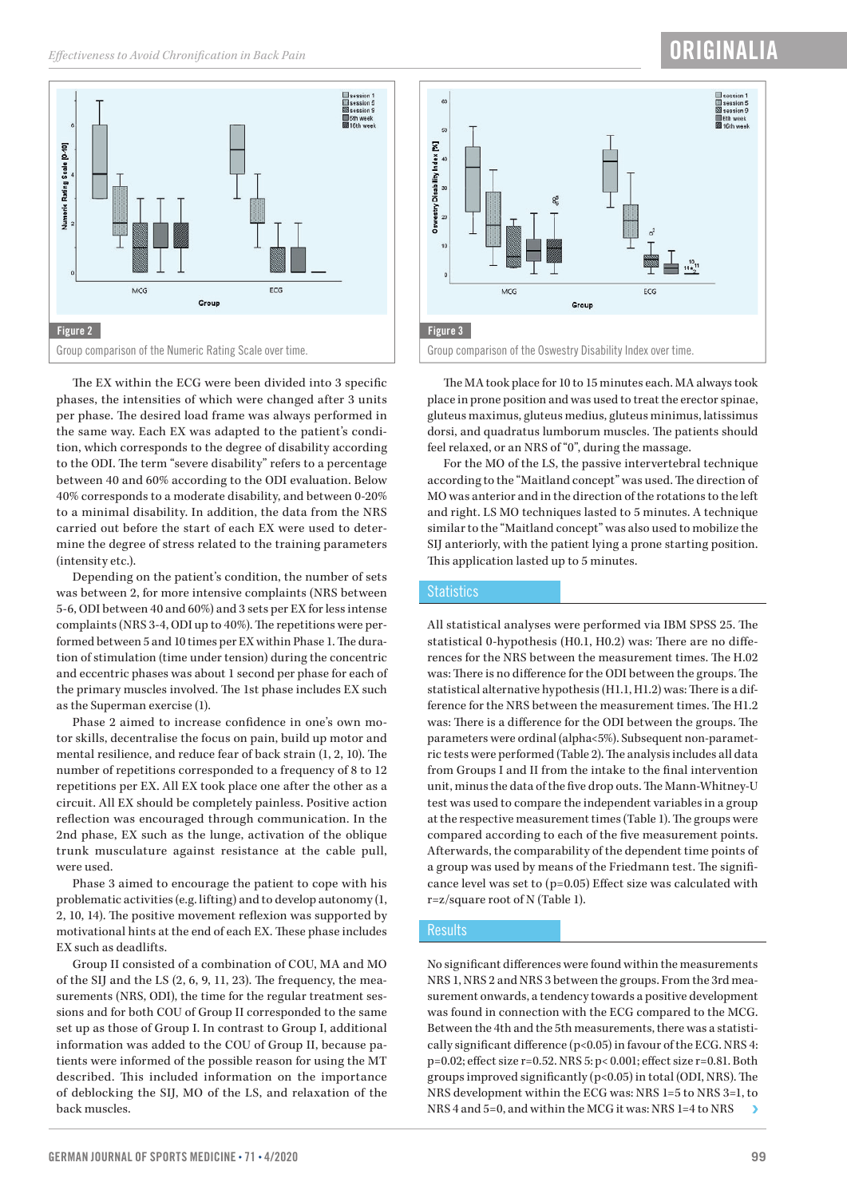**Figure 2**

Group comparison of the Numeric Rating Scale over time.

**Figure 3**

Group comparison of the Oswestry Disability Index over time.

The EX within the ECG were been divided into 3 specific phases, the intensities of which were changed after 3 units per phase. The desired load frame was always performed in the same way. Each EX was adapted to the patient's condition, which corresponds to the degree of disability according to the ODI. The term "severe disability" refers to a percentage between 40 and 60% according to the ODI evaluation. Below 40% corresponds to a moderate disability, and between 0-20% to a minimal disability. In addition, the data from the NRS carried out before the start of each EX were used to determine the degree of stress related to the training parameters (intensity etc.).

Depending on the patient's condition, the number of sets was between 2, for more intensive complaints (NRS between 5-6, ODI between 40 and 60%) and 3 sets per EX for less intense complaints (NRS 3-4, ODI up to 40%). The repetitions were performed between 5 and 10 times per EX within Phase 1. The duration of stimulation (time under tension) during the concentric and eccentric phases was about 1 second per phase for each of the primary muscles involved. The 1st phase includes EX such as the Superman exercise (1).

Phase 2 aimed to increase confidence in one's own motor skills, decentralise the focus on pain, build up motor and mental resilience, and reduce fear of back strain (1, 2, 10). The number of repetitions corresponded to a frequency of 8 to 12 repetitions per EX. All EX took place one after the other as a circuit. All EX should be completely painless. Positive action reflection was encouraged through communication. In the 2nd phase, EX such as the lunge, activation of the oblique trunk musculature against resistance at the cable pull, were used.

Phase 3 aimed to encourage the patient to cope with his problematic activities (e.g. lifting) and to develop autonomy (1, 2, 10, 14). The positive movement reflexion was supported by motivational hints at the end of each EX. These phase includes EX such as deadlifts.

Group II consisted of a combination of COU, MA and MO of the SIJ and the LS (2, 6, 9, 11, 23). The frequency, the measurements (NRS, ODI), the time for the regular treatment sessions and for both COU of Group II corresponded to the same set up as those of Group I. In contrast to Group I, additional information was added to the COU of Group II, because patients were informed of the possible reason for using the MT described. This included information on the importance of deblocking the SIJ, MO of the LS, and relaxation of the back muscles.

The MA took place for 10 to 15 minutes each. MA always took place in prone position and was used to treat the erector spinae, gluteus maximus, gluteus medius, gluteus minimus, latissimus dorsi, and quadratus lumborum muscles. The patients should feel relaxed, or an NRS of "0", during the massage.

For the MO of the LS, the passive intervertebral technique according to the "Maitland concept" was used. The direction of MO was anterior and in the direction of the rotations to the left and right. LS MO techniques lasted to 5 minutes. A technique similar to the "Maitland concept" was also used to mobilize the SIJ anteriorly, with the patient lying a prone starting position. This application lasted up to 5 minutes.

## Statistics

All statistical analyses were performed via IBM SPSS 25. The statistical 0-hypothesis (H0.1, H0.2) was: There are no differences for the NRS between the measurement times. The H.02 was: There is no difference for the ODI between the groups. The statistical alternative hypothesis (H1.1, H1.2) was: There is a difference for the NRS between the measurement times. The H1.2 was: There is a difference for the ODI between the groups. The parameters were ordinal (alpha<5%). Subsequent non-parametric tests were performed (Table 2). The analysis includes all data from Groups I and II from the intake to the final intervention unit, minus the data of the five drop outs. The Mann-Whitney-U test was used to compare the independent variables in a group at the respective measurement times (Table 1). The groups were compared according to each of the five measurement points. Afterwards, the comparability of the dependent time points of a group was used by means of the Friedmann test. The significance level was set to ($p=0.05$) Effect size was calculated with r=z/square root of N (Table 1).

## Results

No significant differences were found within the measurements NRS 1, NRS 2 and NRS 3 between the groups. From the 3rd measurement onwards, a tendency towards a positive development was found in connection with the ECG compared to the MCG. Between the 4th and the 5th measurements, there was a statistically significant difference ($p<0.05$) in favour of the ECG. NRS 4: $p=0.02$; effect size $r=0.52$. NRS 5: $p<0.001$; effect size $r=0.81$. Both groups improved significantly ($p<0.05$) in total (ODI, NRS). The NRS development within the ECG was: NRS 1=5 to NRS 3=1, to NRS 4 and 5=0, and within the MCG it was: NRS 1=4 to NRS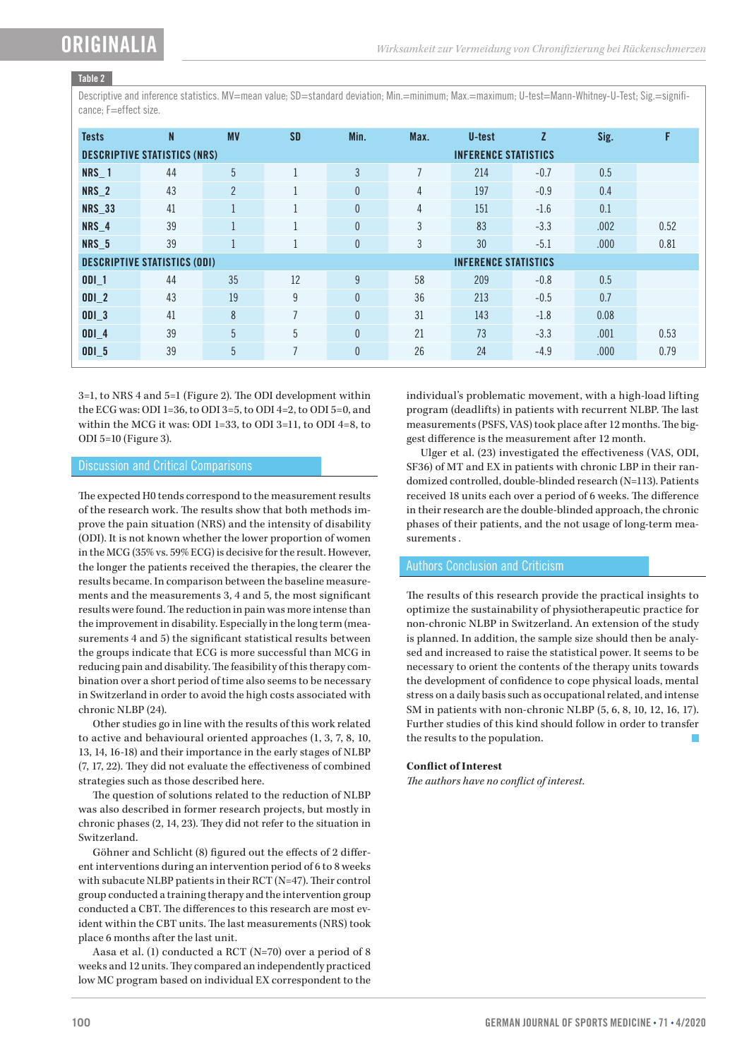**Table 2**

Descriptive and inference statistics. MV=mean value; SD=standard deviation; Min.=minimum; Max.=maximum; U-test=Mann-Whitney-U-Test; Sig.=significance; F=effect size.

| Tests | N | MV | SD | Min. | Max. | U-test | Z | Sig. | F |
|---|---|---|---|---|---|---|---|---|---|
| **DESCRIPTIVE STATISTICS (NRS)** | | | | | | **INFERENCE STATISTICS** | | | |
| **NRS_1** | 44 | 5 | 1 | 3 | 7 | 214 | -0.7 | 0.5 | |
| **NRS_2** | 43 | 2 | 1 | 0 | 4 | 197 | -0.9 | 0.4 | |
| **NRS_33** | 41 | 1 | 1 | 0 | 4 | 151 | -1.6 | 0.1 | |
| **NRS_4** | 39 | 1 | 1 | 0 | 3 | 83 | -3.3 | .002 | 0.52 |
| **NRS_5** | 39 | 1 | 1 | 0 | 3 | 30 | -5.1 | .000 | 0.81 |
| **DESCRIPTIVE STATISTICS (ODI)** | | | | | | **INFERENCE STATISTICS** | | | |
| **ODI_1** | 44 | 35 | 12 | 9 | 58 | 209 | -0.8 | 0.5 | |
| **ODI_2** | 43 | 19 | 9 | 0 | 36 | 213 | -0.5 | 0.7 | |
| **ODI_3** | 41 | 8 | 7 | 0 | 31 | 143 | -1.8 | 0.08 | |
| **ODI_4** | 39 | 5 | 5 | 0 | 21 | 73 | -3.3 | .001 | 0.53 |
| **ODI_5** | 39 | 5 | 7 | 0 | 26 | 24 | -4.9 | .000 | 0.79 |

3=1, to NRS 4 and 5=1 (Figure 2). The ODI development within the ECG was: ODI 1=36, to ODI 3=5, to ODI 4=2, to ODI 5=0, and within the MCG it was: ODI 1=33, to ODI 3=11, to ODI 4=8, to ODI 5=10 (Figure 3).

## Discussion and Critical Comparisons

The expected H0 tends correspond to the measurement results of the research work. The results show that both methods improve the pain situation (NRS) and the intensity of disability (ODI). It is not known whether the lower proportion of women in the MCG (35% vs. 59% ECG) is decisive for the result. However, the longer the patients received the therapies, the clearer the results became. In comparison between the baseline measurements and the measurements 3, 4 and 5, the most significant results were found. The reduction in pain was more intense than the improvement in disability. Especially in the long term (measurements 4 and 5) the significant statistical results between the groups indicate that ECG is more successful than MCG in reducing pain and disability. The feasibility of this therapy combination over a short period of time also seems to be necessary in Switzerland in order to avoid the high costs associated with chronic NLBP (24).

Other studies go in line with the results of this work related to active and behavioural oriented approaches (1, 3, 7, 8, 10, 13, 14, 16-18) and their importance in the early stages of NLBP (7, 17, 22). They did not evaluate the effectiveness of combined strategies such as those described here.

The question of solutions related to the reduction of NLBP was also described in former research projects, but mostly in chronic phases (2, 14, 23). They did not refer to the situation in Switzerland.

Göhner and Schlicht (8) figured out the effects of 2 different interventions during an intervention period of 6 to 8 weeks with subacute NLBP patients in their RCT (N=47). Their control group conducted a training therapy and the intervention group conducted a CBT. The differences to this research are most evident within the CBT units. The last measurements (NRS) took place 6 months after the last unit.

Aasa et al. (1) conducted a RCT (N=70) over a period of 8 weeks and 12 units. They compared an independently practiced low MC program based on individual EX correspondent to the individual's problematic movement, with a high-load lifting program (deadlifts) in patients with recurrent NLBP. The last measurements (PSFS, VAS) took place after 12 months. The biggest difference is the measurement after 12 month.

Ulger et al. (23) investigated the effectiveness (VAS, ODI, SF36) of MT and EX in patients with chronic LBP in their randomized controlled, double-blinded research (N=113). Patients received 18 units each over a period of 6 weeks. The difference in their research are the double-blinded approach, the chronic phases of their patients, and the not usage of long-term measurements .

## Authors Conclusion and Criticism

The results of this research provide the practical insights to optimize the sustainability of physiotherapeutic practice for non-chronic NLBP in Switzerland. An extension of the study is planned. In addition, the sample size should then be analysed and increased to raise the statistical power. It seems to be necessary to orient the contents of the therapy units towards the development of confidence to cope physical loads, mental stress on a daily basis such as occupational related, and intense SM in patients with non-chronic NLBP (5, 6, 8, 10, 12, 16, 17). Further studies of this kind should follow in order to transfer the results to the population.

**Conflict of Interest**

*The authors have no conflict of interest.*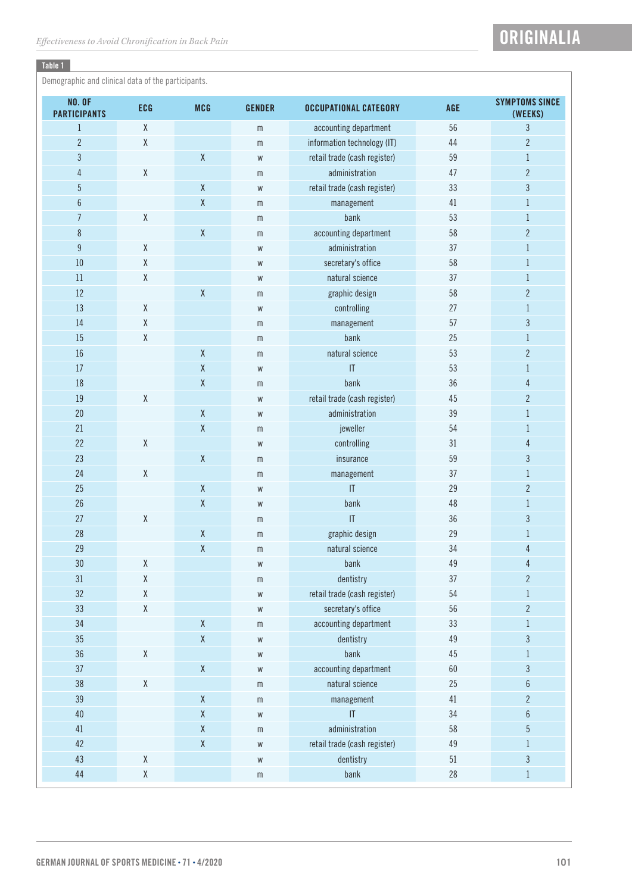**Table 1**

Demographic and clinical data of the participants.

| NO. OF PARTICIPANTS | ECG | MCG | GENDER | OCCUPATIONAL CATEGORY | AGE | SYMPTOMS SINCE (WEEKS) |
|---|---|---|---|---|---|---|
| 1 | X | | m | accounting department | 56 | 3 |
| 2 | X | | m | information technology (IT) | 44 | 2 |
| 3 | | X | w | retail trade (cash register) | 59 | 1 |
| 4 | X | | m | administration | 47 | 2 |
| 5 | | X | w | retail trade (cash register) | 33 | 3 |
| 6 | | X | m | management | 41 | 1 |
| 7 | X | | m | bank | 53 | 1 |
| 8 | | X | m | accounting department | 58 | 2 |
| 9 | X | | w | administration | 37 | 1 |
| 10 | X | | w | secretary's office | 58 | 1 |
| 11 | X | | w | natural science | 37 | 1 |
| 12 | | X | m | graphic design | 58 | 2 |
| 13 | X | | w | controlling | 27 | 1 |
| 14 | X | | m | management | 57 | 3 |
| 15 | X | | m | bank | 25 | 1 |
| 16 | | X | m | natural science | 53 | 2 |
| 17 | | X | w | IT | 53 | 1 |
| 18 | | X | m | bank | 36 | 4 |
| 19 | X | | w | retail trade (cash register) | 45 | 2 |
| 20 | | X | w | administration | 39 | 1 |
| 21 | | X | m | jeweller | 54 | 1 |
| 22 | X | | w | controlling | 31 | 4 |
| 23 | | X | m | insurance | 59 | 3 |
| 24 | X | | m | management | 37 | 1 |
| 25 | | X | w | IT | 29 | 2 |
| 26 | | X | w | bank | 48 | 1 |
| 27 | X | | m | IT | 36 | 3 |
| 28 | | X | m | graphic design | 29 | 1 |
| 29 | | X | m | natural science | 34 | 4 |
| 30 | X | | w | bank | 49 | 4 |
| 31 | X | | m | dentistry | 37 | 2 |
| 32 | X | | w | retail trade (cash register) | 54 | 1 |
| 33 | X | | w | secretary's office | 56 | 2 |
| 34 | | X | m | accounting department | 33 | 1 |
| 35 | | X | w | dentistry | 49 | 3 |
| 36 | X | | w | bank | 45 | 1 |
| 37 | | X | w | accounting department | 60 | 3 |
| 38 | X | | m | natural science | 25 | 6 |
| 39 | | X | m | management | 41 | 2 |
| 40 | | X | w | IT | 34 | 6 |
| 41 | | X | m | administration | 58 | 5 |
| 42 | | X | w | retail trade (cash register) | 49 | 1 |
| 43 | X | | w | dentistry | 51 | 3 |
| 44 | X | | m | bank | 28 | 1 |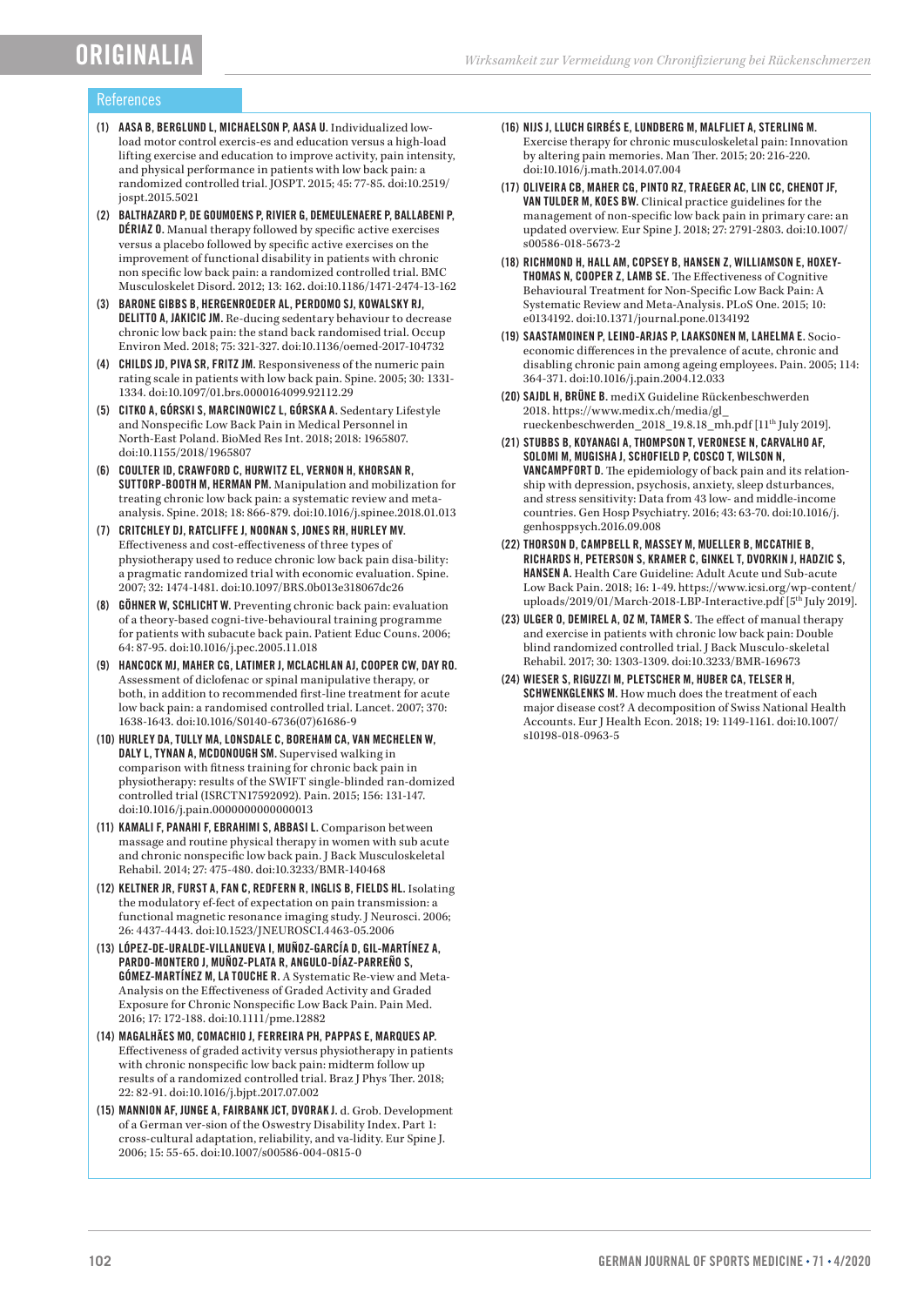## References

(1) **AASA B, BERGLUND L, MICHAELSON P, AASA U.** Individualized low-load motor control exercis-es and education versus a high-load lifting exercise and education to improve activity, pain intensity, and physical performance in patients with low back pain: a randomized controlled trial. JOSPT. 2015; 45: 77-85. doi:10.2519/jospt.2015.5021

(2) **BALTHAZARD P, DE GOUMOENS P, RIVIER G, DEMEULENAERE P, BALLABENI P, DÉRIAZ O.** Manual therapy followed by specific active exercises versus a placebo followed by specific active exercises on the improvement of functional disability in patients with chronic non specific low back pain: a randomized controlled trial. BMC Musculoskelet Disord. 2012; 13: 162. doi:10.1186/1471-2474-13-162

(3) **BARONE GIBBS B, HERGENROEDER AL, PERDOMO SJ, KOWALSKY RJ, DELITTO A, JAKICIC JM.** Re-ducing sedentary behaviour to decrease chronic low back pain: the stand back randomised trial. Occup Environ Med. 2018; 75: 321-327. doi:10.1136/oemed-2017-104732

(4) **CHILDS JD, PIVA SR, FRITZ JM.** Responsiveness of the numeric pain rating scale in patients with low back pain. Spine. 2005; 30: 1331-1334. doi:10.1097/01.brs.0000164099.92112.29

(5) **CITKO A, GÓRSKI S, MARCINOWICZ L, GÓRSKA A.** Sedentary Lifestyle and Nonspecific Low Back Pain in Medical Personnel in North-East Poland. BioMed Res Int. 2018; 2018: 1965807. doi:10.1155/2018/1965807

(6) **COULTER ID, CRAWFORD C, HURWITZ EL, VERNON H, KHORSAN R, SUTTORP-BOOTH M, HERMAN PM.** Manipulation and mobilization for treating chronic low back pain: a systematic review and meta-analysis. Spine. 2018; 18: 866-879. doi:10.1016/j.spinee.2018.01.013

(7) **CRITCHLEY DJ, RATCLIFFE J, NOONAN S, JONES RH, HURLEY MV.** Effectiveness and cost-effectiveness of three types of physiotherapy used to reduce chronic low back pain disa-bility: a pragmatic randomized trial with economic evaluation. Spine. 2007; 32: 1474-1481. doi:10.1097/BRS.0b013e318067dc26

(8) **GÖHNER W, SCHLICHT W.** Preventing chronic back pain: evaluation of a theory-based cogni-tive-behavioural training programme for patients with subacute back pain. Patient Educ Couns. 2006; 64: 87-95. doi:10.1016/j.pec.2005.11.018

(9) **HANCOCK MJ, MAHER CG, LATIMER J, MCLACHLAN AJ, COOPER CW, DAY RO.** Assessment of diclofenac or spinal manipulative therapy, or both, in addition to recommended first-line treatment for acute low back pain: a randomised controlled trial. Lancet. 2007; 370: 1638-1643. doi:10.1016/S0140-6736(07)61686-9

(10) **HURLEY DA, TULLY MA, LONSDALE C, BOREHAM CA, VAN MECHELEN W, DALY L, TYNAN A, MCDONOUGH SM.** Supervised walking in comparison with fitness training for chronic back pain in physiotherapy: results of the SWIFT single-blinded ran-domized controlled trial (ISRCTN17592092). Pain. 2015; 156: 131-147. doi:10.1016/j.pain.0000000000000013

(11) **KAMALI F, PANAHI F, EBRAHIMI S, ABBASI L.** Comparison between massage and routine physical therapy in women with sub acute and chronic nonspecific low back pain. J Back Musculoskeletal Rehabil. 2014; 27: 475-480. doi:10.3233/BMR-140468

(12) **KELTNER JR, FURST A, FAN C, REDFERN R, INGLIS B, FIELDS HL.** Isolating the modulatory ef-fect of expectation on pain transmission: a functional magnetic resonance imaging study. J Neurosci. 2006; 26: 4437-4443. doi:10.1523/JNEUROSCI.4463-05.2006

(13) **LÓPEZ-DE-URALDE-VILLANUEVA I, MUÑOZ-GARCÍA D, GIL-MARTÍNEZ A, PARDO-MONTERO J, MUÑOZ-PLATA R, ANGULO-DÍAZ-PARREÑO S, GÓMEZ-MARTÍNEZ M, LA TOUCHE R.** A Systematic Re-view and Meta-Analysis on the Effectiveness of Graded Activity and Graded Exposure for Chronic Nonspecific Low Back Pain. Pain Med. 2016; 17: 172-188. doi:10.1111/pme.12882

(14) **MAGALHÃES MO, COMACHIO J, FERREIRA PH, PAPPAS E, MARQUES AP.** Effectiveness of graded activity versus physiotherapy in patients with chronic nonspecific low back pain: midterm follow up results of a randomized controlled trial. Braz J Phys Ther. 2018; 22: 82-91. doi:10.1016/j.bjpt.2017.07.002

(15) **MANNION AF, JUNGE A, FAIRBANK JCT, DVORAK J.** d. Grob. Development of a German ver-sion of the Oswestry Disability Index. Part 1: cross-cultural adaptation, reliability, and va-lidity. Eur Spine J. 2006; 15: 55-65. doi:10.1007/s00586-004-0815-0

(16) **NIJS J, LLUCH GIRBÉS E, LUNDBERG M, MALFLIET A, STERLING M.** Exercise therapy for chronic musculoskeletal pain: Innovation by altering pain memories. Man Ther. 2015; 20: 216-220. doi:10.1016/j.math.2014.07.004

(17) **OLIVEIRA CB, MAHER CG, PINTO RZ, TRAEGER AC, LIN CC, CHENOT JF, VAN TULDER M, KOES BW.** Clinical practice guidelines for the management of non-specific low back pain in primary care: an updated overview. Eur Spine J. 2018; 27: 2791-2803. doi:10.1007/s00586-018-5673-2

(18) **RICHMOND H, HALL AM, COPSEY B, HANSEN Z, WILLIAMSON E, HOXEY-THOMAS N, COOPER Z, LAMB SE.** The Effectiveness of Cognitive Behavioural Treatment for Non-Specific Low Back Pain: A Systematic Review and Meta-Analysis. PLoS One. 2015; 10: e0134192. doi:10.1371/journal.pone.0134192

(19) **SAASTAMOINEN P, LEINO-ARJAS P, LAAKSONEN M, LAHELMA E.** Socio-economic differences in the prevalence of acute, chronic and disabling chronic pain among ageing employees. Pain. 2005; 114: 364-371. doi:10.1016/j.pain.2004.12.033

(20) **SAJDL H, BRÜNE B.** mediX Guideline Rückenbeschwerden 2018. https://www.medix.ch/media/gl_rueckenbeschwerden_2018_19.8.18_mh.pdf [11th July 2019].

(21) **STUBBS B, KOYANAGI A, THOMPSON T, VERONESE N, CARVALHO AF, SOLOMI M, MUGISHA J, SCHOFIELD P, COSCO T, WILSON N, VANCAMPFORT D.** The epidemiology of back pain and its relation-ship with depression, psychosis, anxiety, sleep dsturbances, and stress sensitivity: Data from 43 low- and middle-income countries. Gen Hosp Psychiatry. 2016; 43: 63-70. doi:10.1016/j.genhosppsych.2016.09.008

(22) **THORSON D, CAMPBELL R, MASSEY M, MUELLER B, MCCATHIE B, RICHARDS H, PETERSON S, KRAMER C, GINKEL T, DVORKIN J, HADZIC S, HANSEN A.** Health Care Guideline: Adult Acute und Sub-acute Low Back Pain. 2018; 16: 1-49. https://www.icsi.org/wp-content/uploads/2019/01/March-2018-LBP-Interactive.pdf [5th July 2019].

(23) **ULGER O, DEMIREL A, OZ M, TAMER S.** The effect of manual therapy and exercise in patients with chronic low back pain: Double blind randomized controlled trial. J Back Musculo-skeletal Rehabil. 2017; 30: 1303-1309. doi:10.3233/BMR-169673

(24) **WIESER S, RIGUZZI M, PLETSCHER M, HUBER CA, TELSER H, SCHWENKGLENKS M.** How much does the treatment of each major disease cost? A decomposition of Swiss National Health Accounts. Eur J Health Econ. 2018; 19: 1149-1161. doi:10.1007/s10198-018-0963-5